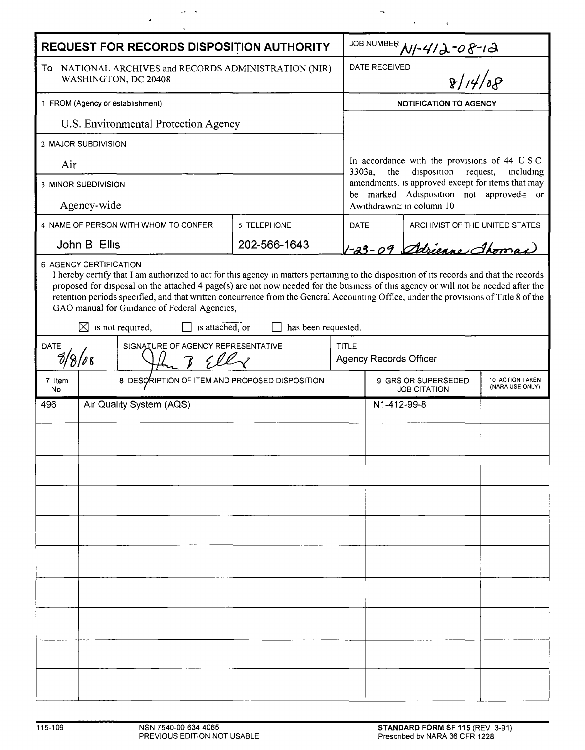# REQUEST FOR RECORDS DISPOSITION AUTHORITY

| | |
|---|---|
| JOB NUMBER | N1-412-08-12 |
| DATE RECEIVED | 8/14/08 |

To NATIONAL ARCHIVES and RECORDS ADMINISTRATION (NIR)
WASHINGTON, DC 20408

1 FROM (Agency or establishment)

U.S. Environmental Protection Agency

2 MAJOR SUBDIVISION

Air

3 MINOR SUBDIVISION

Agency-wide

4 NAME OF PERSON WITH WHOM TO CONFER: John B Ellis

5 TELEPHONE: 202-566-1643

**NOTIFICATION TO AGENCY**

In accordance with the provisions of 44 USC 3303a, the disposition request, including amendments, is approved except for items that may be marked Adisposition not approved≅ or Awithdrawn≅ in column 10

DATE: 1-23-09

ARCHIVIST OF THE UNITED STATES: Adrienne Thomas

6 AGENCY CERTIFICATION

I hereby certify that I am authorized to act for this agency in matters pertaining to the disposition of its records and that the records proposed for disposal on the attached 4 page(s) are not now needed for the business of this agency or will not be needed after the retention periods specified, and that written concurrence from the General Accounting Office, under the provisions of Title 8 of the GAO manual for Guidance of Federal Agencies,

☒ is not required, ☐ is attached, or ☐ has been requested.

DATE: 8/8/08

SIGNATURE OF AGENCY REPRESENTATIVE: John B Ellis

TITLE: Agency Records Officer

| 7 Item No | 8 DESCRIPTION OF ITEM AND PROPOSED DISPOSITION | 9 GRS OR SUPERSEDED JOB CITATION | 10 ACTION TAKEN (NARA USE ONLY) |
|---|---|---|---|
| 496 | Air Quality System (AQS) | N1-412-99-8 | |

115-109 NSN 7540-00-634-4065 PREVIOUS EDITION NOT USABLE

STANDARD FORM SF 115 (REV 3-91) Prescribed by NARA 36 CFR 1228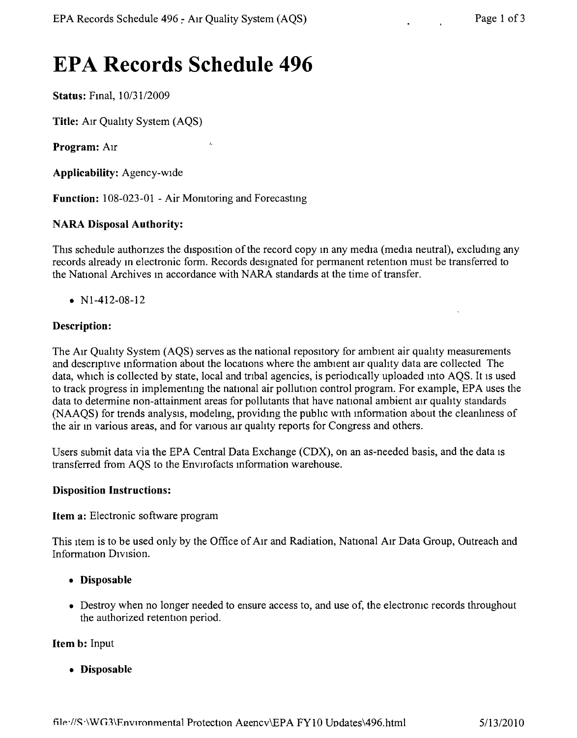# EPA Records Schedule 496

**Status:** Final, 10/31/2009

**Title:** Air Quality System (AQS)

**Program:** Air

**Applicability:** Agency-wide

**Function:** 108-023-01 - Air Monitoring and Forecasting

**NARA Disposal Authority:**

This schedule authorizes the disposition of the record copy in any media (media neutral), excluding any records already in electronic form. Records designated for permanent retention must be transferred to the National Archives in accordance with NARA standards at the time of transfer.

- N1-412-08-12

**Description:**

The Air Quality System (AQS) serves as the national repository for ambient air quality measurements and descriptive information about the locations where the ambient air quality data are collected The data, which is collected by state, local and tribal agencies, is periodically uploaded into AQS. It is used to track progress in implementing the national air pollution control program. For example, EPA uses the data to determine non-attainment areas for pollutants that have national ambient air quality standards (NAAQS) for trends analysis, modeling, providing the public with information about the cleanliness of the air in various areas, and for various air quality reports for Congress and others.

Users submit data via the EPA Central Data Exchange (CDX), on an as-needed basis, and the data is transferred from AQS to the Envirofacts information warehouse.

**Disposition Instructions:**

**Item a:** Electronic software program

This item is to be used only by the Office of Air and Radiation, National Air Data Group, Outreach and Information Division.

- **Disposable**
- Destroy when no longer needed to ensure access to, and use of, the electronic records throughout the authorized retention period.

**Item b:** Input

- **Disposable**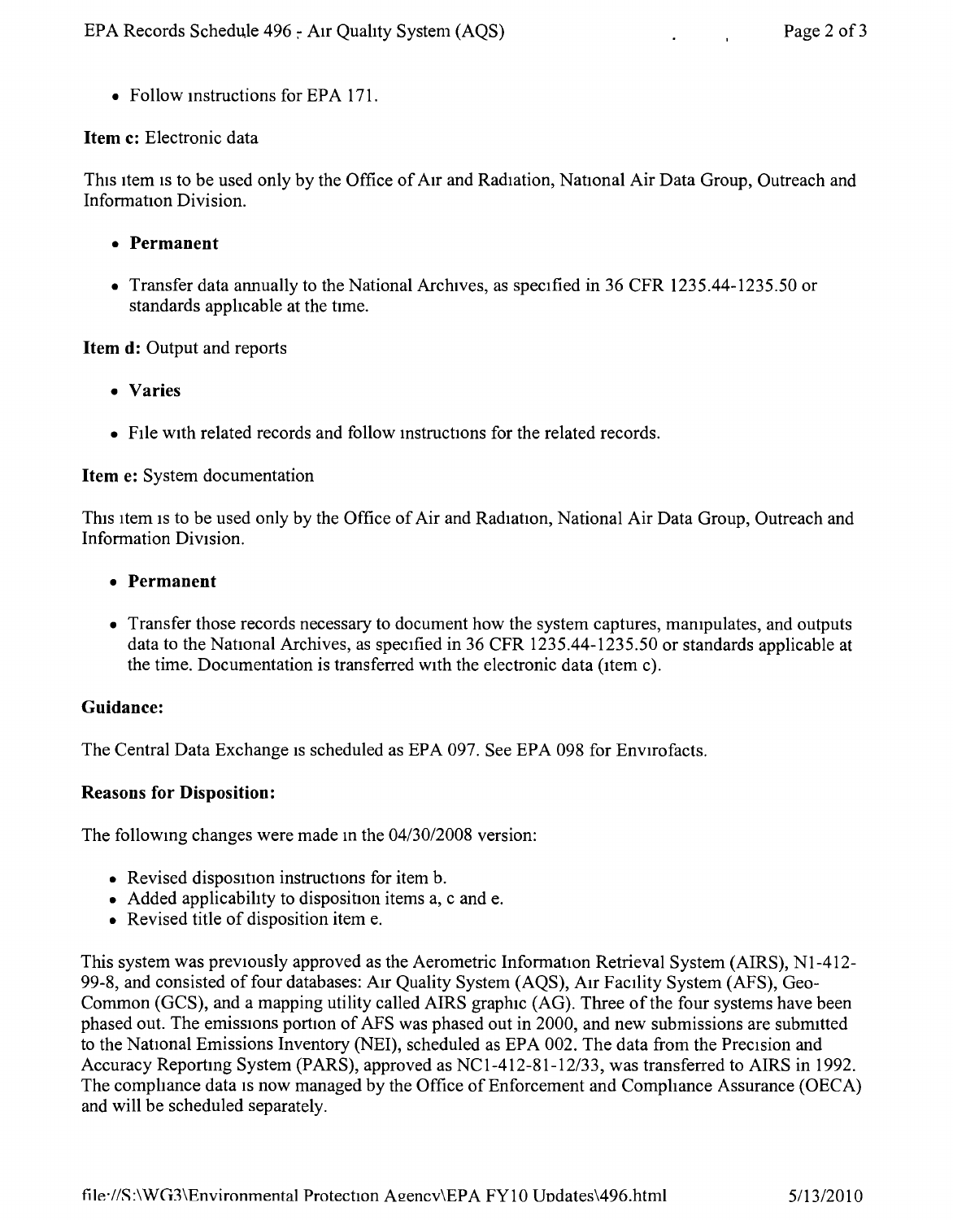- Follow instructions for EPA 171.

**Item c:** Electronic data

This item is to be used only by the Office of Air and Radiation, National Air Data Group, Outreach and Information Division.

- **Permanent**
- Transfer data annually to the National Archives, as specified in 36 CFR 1235.44-1235.50 or standards applicable at the time.

**Item d:** Output and reports

- **Varies**
- File with related records and follow instructions for the related records.

**Item e:** System documentation

This item is to be used only by the Office of Air and Radiation, National Air Data Group, Outreach and Information Division.

- **Permanent**
- Transfer those records necessary to document how the system captures, manipulates, and outputs data to the National Archives, as specified in 36 CFR 1235.44-1235.50 or standards applicable at the time. Documentation is transferred with the electronic data (item c).

**Guidance:**

The Central Data Exchange is scheduled as EPA 097. See EPA 098 for Envirofacts.

**Reasons for Disposition:**

The following changes were made in the 04/30/2008 version:

- Revised disposition instructions for item b.
- Added applicability to disposition items a, c and e.
- Revised title of disposition item e.

This system was previously approved as the Aerometric Information Retrieval System (AIRS), N1-412-99-8, and consisted of four databases: Air Quality System (AQS), Air Facility System (AFS), Geo-Common (GCS), and a mapping utility called AIRS graphic (AG). Three of the four systems have been phased out. The emissions portion of AFS was phased out in 2000, and new submissions are submitted to the National Emissions Inventory (NEI), scheduled as EPA 002. The data from the Precision and Accuracy Reporting System (PARS), approved as NC1-412-81-12/33, was transferred to AIRS in 1992. The compliance data is now managed by the Office of Enforcement and Compliance Assurance (OECA) and will be scheduled separately.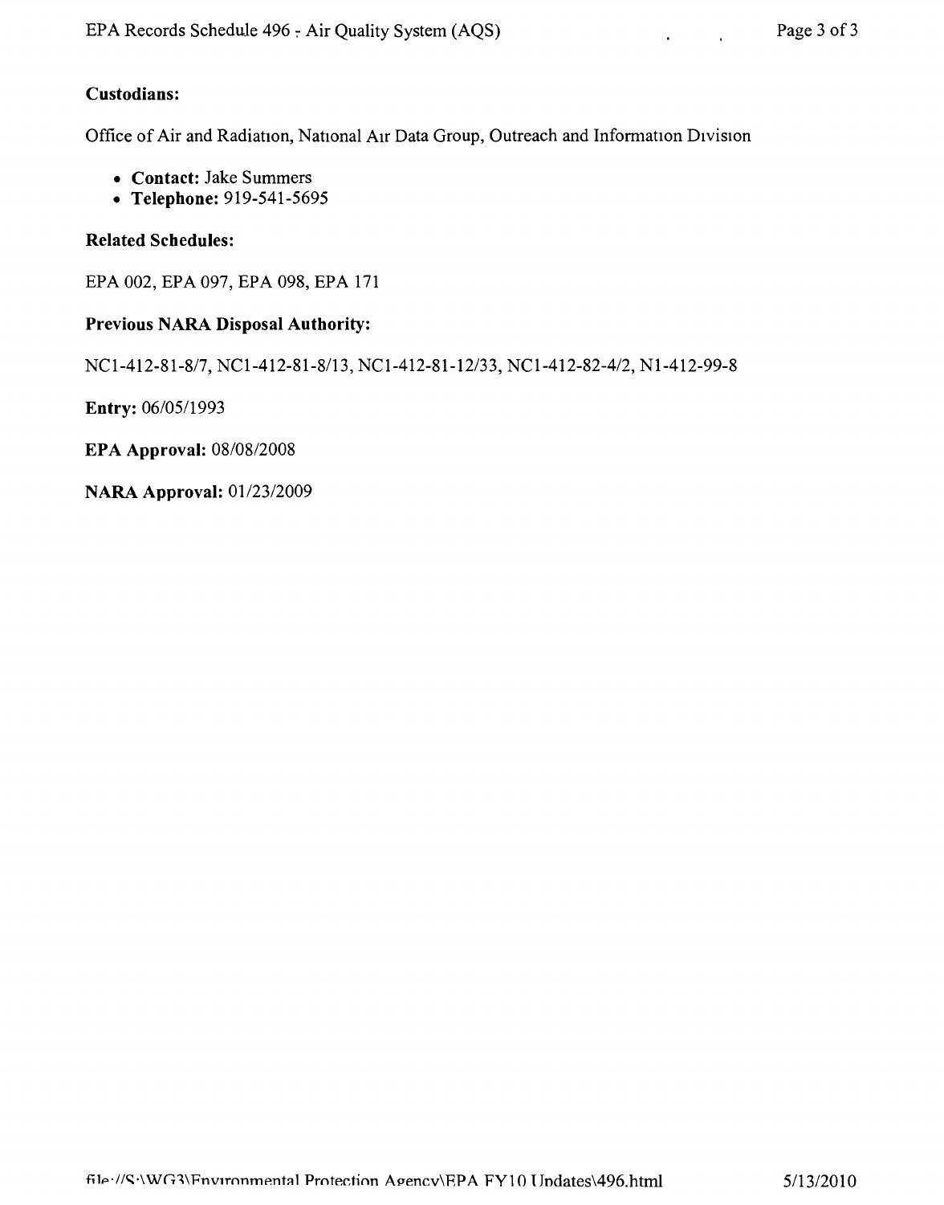**Custodians:**

Office of Air and Radiation, National Air Data Group, Outreach and Information Division

- **Contact:** Jake Summers
- **Telephone:** 919-541-5695

**Related Schedules:**

EPA 002, EPA 097, EPA 098, EPA 171

**Previous NARA Disposal Authority:**

NC1-412-81-8/7, NC1-412-81-8/13, NC1-412-81-12/33, NC1-412-82-4/2, N1-412-99-8

**Entry:** 06/05/1993

**EPA Approval:** 08/08/2008

**NARA Approval:** 01/23/2009